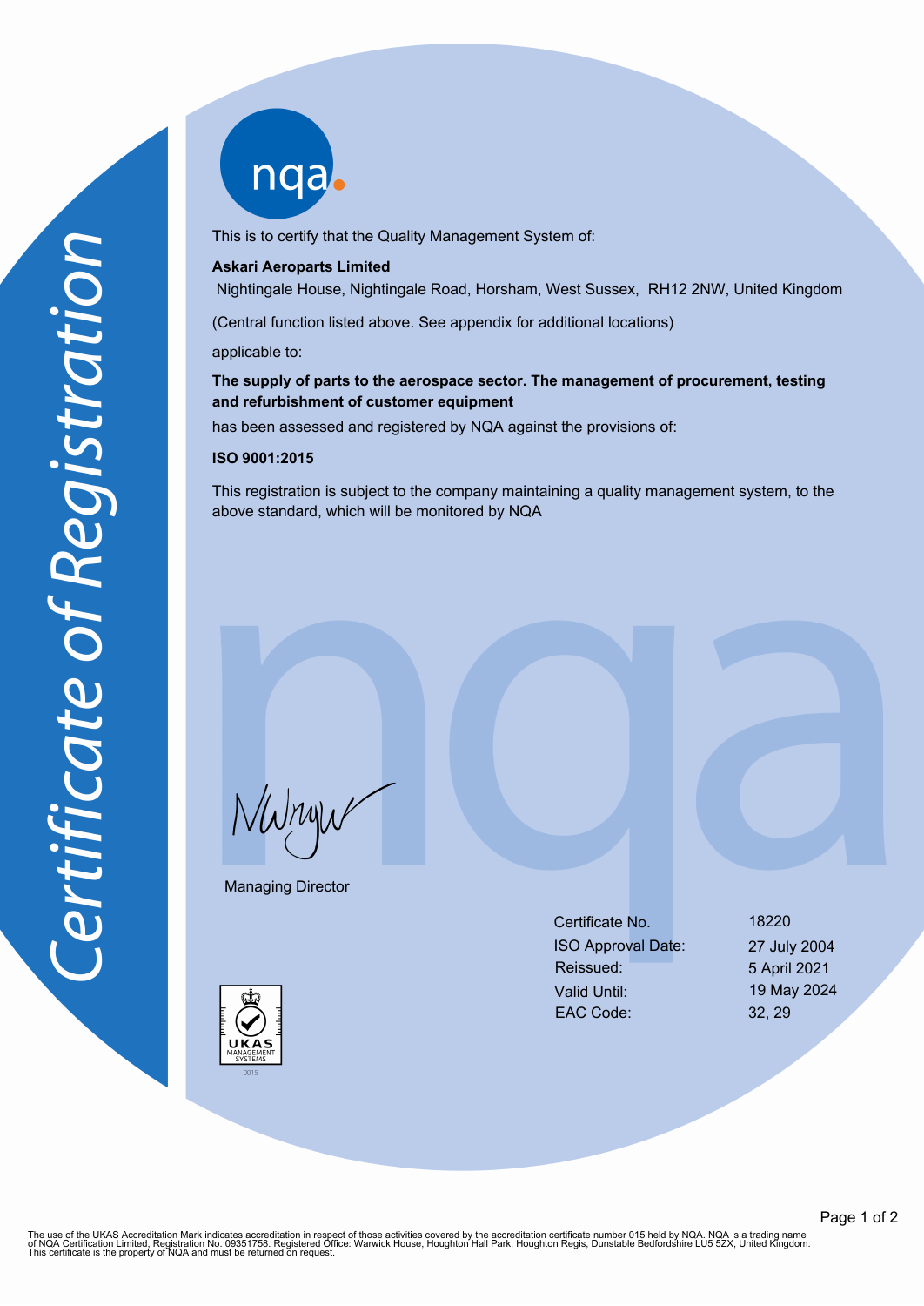# Certificate of Registration

nqa

This is to certify that the Quality Management System of:

**Askari Aeroparts Limited**

Nightingale House, Nightingale Road, Horsham, West Sussex, RH12 2NW, United Kingdom

(Central function listed above. See appendix for additional locations)

applicable to:

**The supply of parts to the aerospace sector. The management of procurement, testing and refurbishment of customer equipment**

has been assessed and registered by NQA against the provisions of:

**ISO 9001:2015**

This registration is subject to the company maintaining a quality management system, to the above standard, which will be monitored by NQA

Managing Director

| | |
|---|---|
| Certificate No. | 18220 |
| ISO Approval Date: | 27 July 2004 |
| Reissued: | 5 April 2021 |
| Valid Until: | 19 May 2024 |
| EAC Code: | 32, 29 |

UKAS MANAGEMENT SYSTEMS 0015

The use of the UKAS Accreditation Mark indicates accreditation in respect of those activities covered by the accreditation certificate number 015 held by NQA. NQA is a trading name of NQA Certification Limited, Registration No. 09351758. Registered Office: Warwick House, Houghton Hall Park, Houghton Regis, Dunstable Bedfordshire LU5 5ZX, United Kingdom. This certificate is the property of NQA and must be returned on request.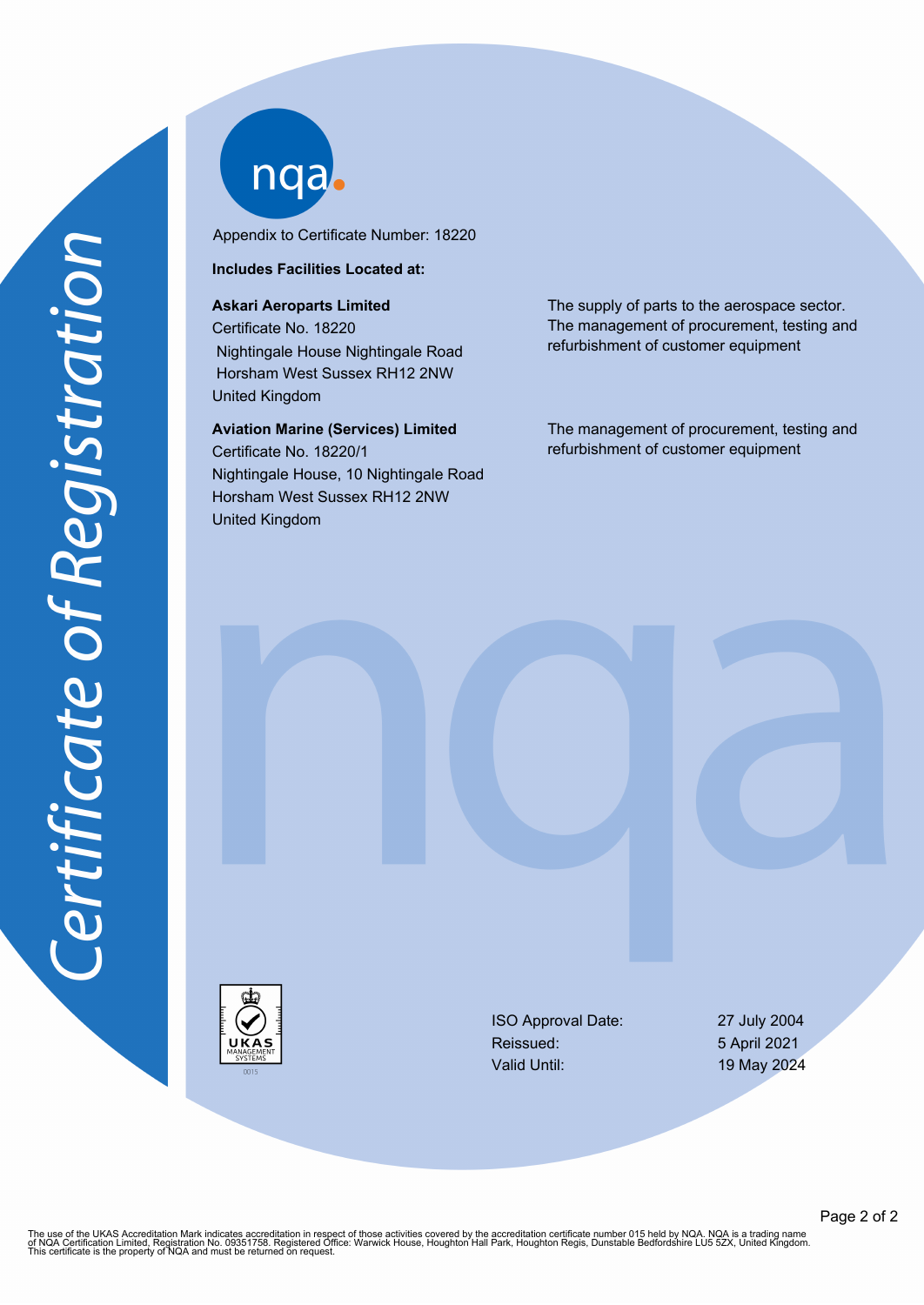Certificate of Registration

Appendix to Certificate Number: 18220

**Includes Facilities Located at:**

**Askari Aeroparts Limited**
Certificate No. 18220
Nightingale House Nightingale Road
Horsham West Sussex RH12 2NW
United Kingdom

The supply of parts to the aerospace sector. The management of procurement, testing and refurbishment of customer equipment

**Aviation Marine (Services) Limited**
Certificate No. 18220/1
Nightingale House, 10 Nightingale Road
Horsham West Sussex RH12 2NW
United Kingdom

The management of procurement, testing and refurbishment of customer equipment

| | |
|---|---|
| ISO Approval Date: | 27 July 2004 |
| Reissued: | 5 April 2021 |
| Valid Until: | 19 May 2024 |

The use of the UKAS Accreditation Mark indicates accreditation in respect of those activities covered by the accreditation certificate number 015 held by NQA. NQA is a trading name of NQA Certification Limited, Registration No. 09351758. Registered Office: Warwick House, Houghton Hall Park, Houghton Regis, Dunstable Bedfordshire LU5 5ZX, United Kingdom. This certificate is the property of NQA and must be returned on request.